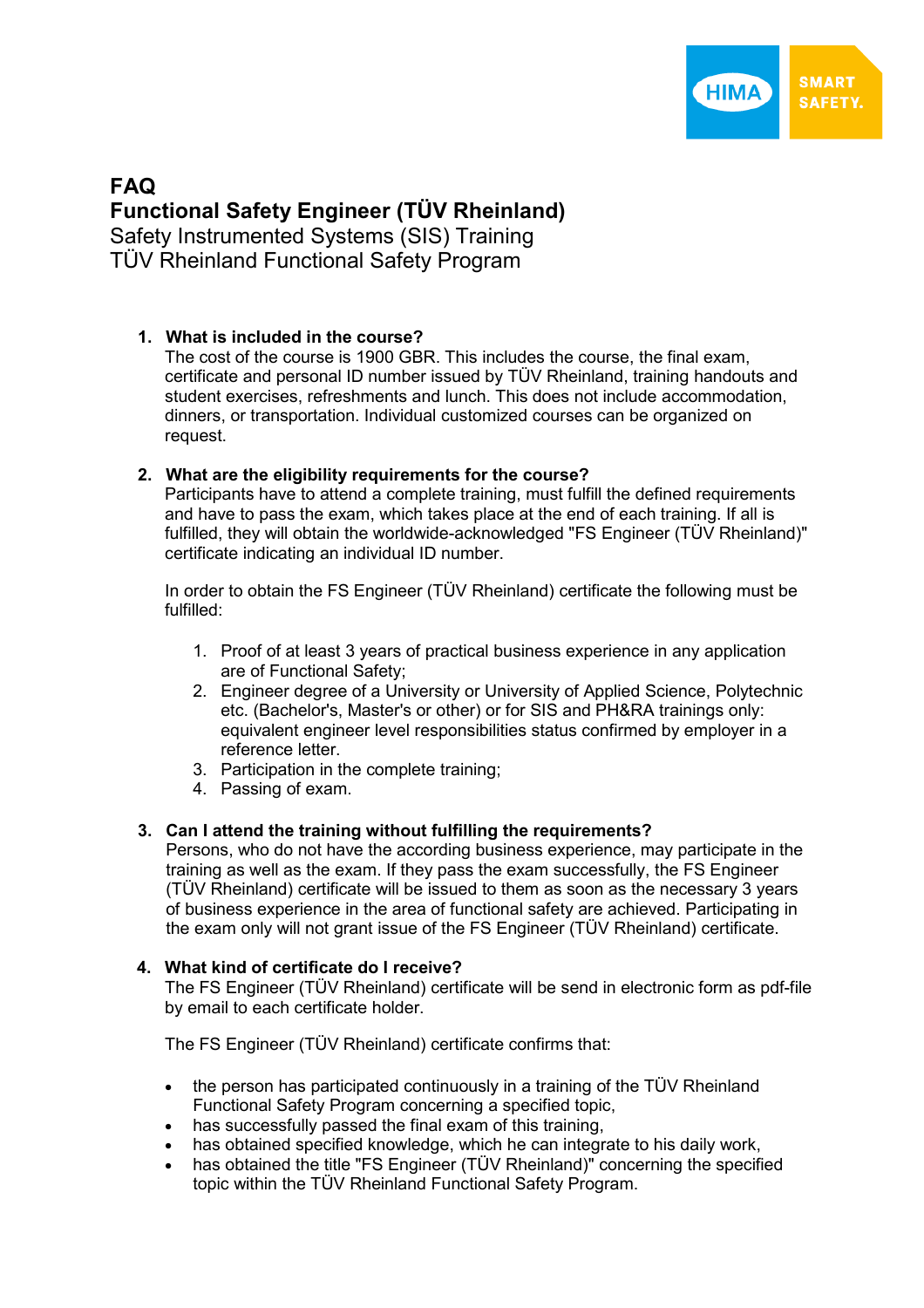# FAQ
## Functional Safety Engineer (TÜV Rheinland)

Safety Instrumented Systems (SIS) Training
TÜV Rheinland Functional Safety Program

1. **What is included in the course?**
   The cost of the course is 1900 GBR. This includes the course, the final exam, certificate and personal ID number issued by TÜV Rheinland, training handouts and student exercises, refreshments and lunch. This does not include accommodation, dinners, or transportation. Individual customized courses can be organized on request.

2. **What are the eligibility requirements for the course?**
   Participants have to attend a complete training, must fulfill the defined requirements and have to pass the exam, which takes place at the end of each training. If all is fulfilled, they will obtain the worldwide-acknowledged "FS Engineer (TÜV Rheinland)" certificate indicating an individual ID number.

   In order to obtain the FS Engineer (TÜV Rheinland) certificate the following must be fulfilled:

   1. Proof of at least 3 years of practical business experience in any application are of Functional Safety;
   2. Engineer degree of a University or University of Applied Science, Polytechnic etc. (Bachelor's, Master's or other) or for SIS and PH&RA trainings only: equivalent engineer level responsibilities status confirmed by employer in a reference letter.
   3. Participation in the complete training;
   4. Passing of exam.

3. **Can I attend the training without fulfilling the requirements?**
   Persons, who do not have the according business experience, may participate in the training as well as the exam. If they pass the exam successfully, the FS Engineer (TÜV Rheinland) certificate will be issued to them as soon as the necessary 3 years of business experience in the area of functional safety are achieved. Participating in the exam only will not grant issue of the FS Engineer (TÜV Rheinland) certificate.

4. **What kind of certificate do I receive?**
   The FS Engineer (TÜV Rheinland) certificate will be send in electronic form as pdf-file by email to each certificate holder.

   The FS Engineer (TÜV Rheinland) certificate confirms that:

   - the person has participated continuously in a training of the TÜV Rheinland Functional Safety Program concerning a specified topic,
   - has successfully passed the final exam of this training,
   - has obtained specified knowledge, which he can integrate to his daily work,
   - has obtained the title "FS Engineer (TÜV Rheinland)" concerning the specified topic within the TÜV Rheinland Functional Safety Program.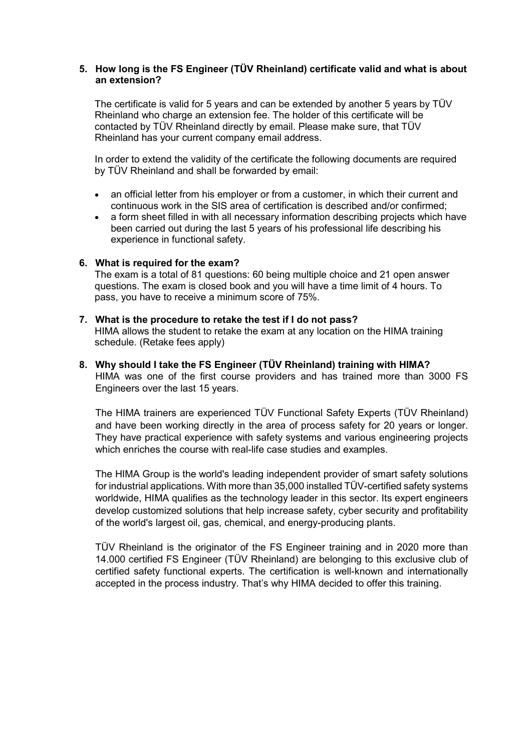**5. How long is the FS Engineer (TÜV Rheinland) certificate valid and what is about an extension?**

The certificate is valid for 5 years and can be extended by another 5 years by TÜV Rheinland who charge an extension fee. The holder of this certificate will be contacted by TÜV Rheinland directly by email. Please make sure, that TÜV Rheinland has your current company email address.

In order to extend the validity of the certificate the following documents are required by TÜV Rheinland and shall be forwarded by email:

- an official letter from his employer or from a customer, in which their current and continuous work in the SIS area of certification is described and/or confirmed;
- a form sheet filled in with all necessary information describing projects which have been carried out during the last 5 years of his professional life describing his experience in functional safety.

**6. What is required for the exam?**

The exam is a total of 81 questions: 60 being multiple choice and 21 open answer questions. The exam is closed book and you will have a time limit of 4 hours. To pass, you have to receive a minimum score of 75%.

**7. What is the procedure to retake the test if I do not pass?**

HIMA allows the student to retake the exam at any location on the HIMA training schedule. (Retake fees apply)

**8. Why should I take the FS Engineer (TÜV Rheinland) training with HIMA?**

HIMA was one of the first course providers and has trained more than 3000 FS Engineers over the last 15 years.

The HIMA trainers are experienced TÜV Functional Safety Experts (TÜV Rheinland) and have been working directly in the area of process safety for 20 years or longer. They have practical experience with safety systems and various engineering projects which enriches the course with real-life case studies and examples.

The HIMA Group is the world's leading independent provider of smart safety solutions for industrial applications. With more than 35,000 installed TÜV-certified safety systems worldwide, HIMA qualifies as the technology leader in this sector. Its expert engineers develop customized solutions that help increase safety, cyber security and profitability of the world's largest oil, gas, chemical, and energy-producing plants.

TÜV Rheinland is the originator of the FS Engineer training and in 2020 more than 14.000 certified FS Engineer (TÜV Rheinland) are belonging to this exclusive club of certified safety functional experts. The certification is well-known and internationally accepted in the process industry. That's why HIMA decided to offer this training.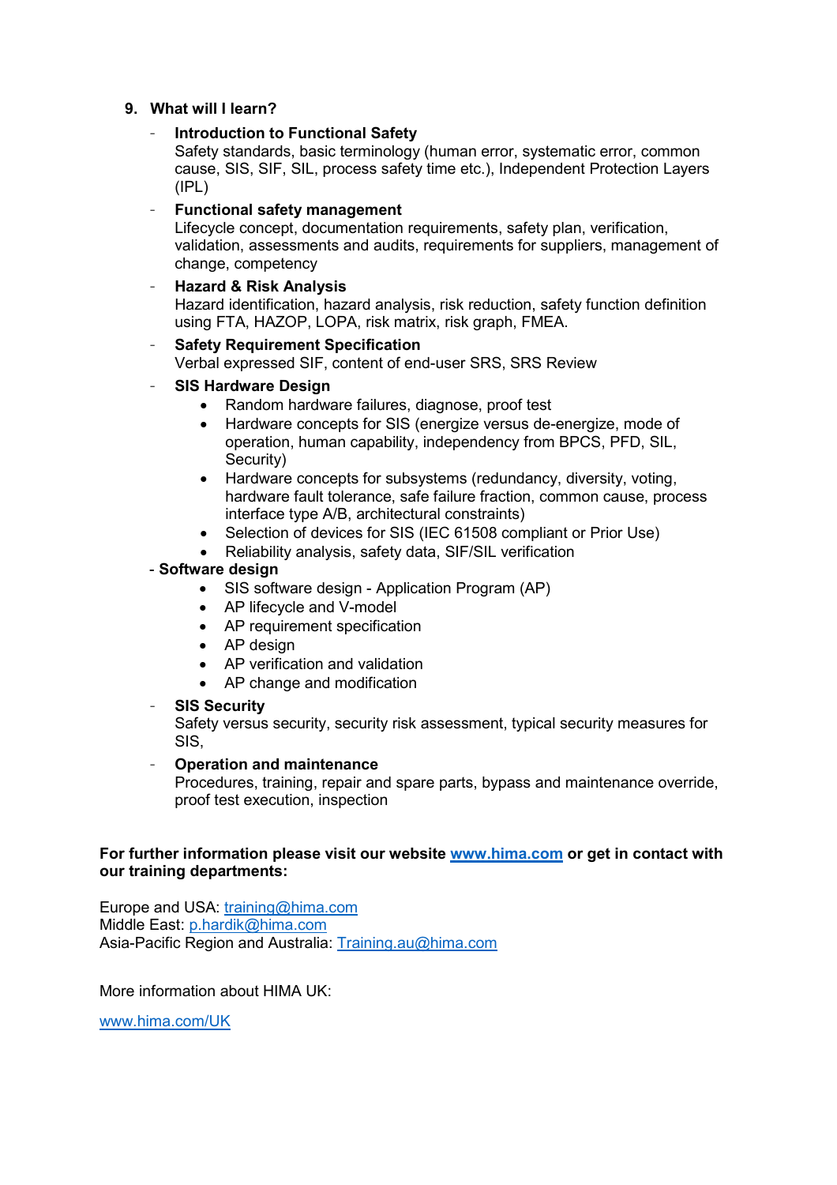9. **What will I learn?**

- **Introduction to Functional Safety**
  Safety standards, basic terminology (human error, systematic error, common cause, SIS, SIF, SIL, process safety time etc.), Independent Protection Layers (IPL)
- **Functional safety management**
  Lifecycle concept, documentation requirements, safety plan, verification, validation, assessments and audits, requirements for suppliers, management of change, competency
- **Hazard & Risk Analysis**
  Hazard identification, hazard analysis, risk reduction, safety function definition using FTA, HAZOP, LOPA, risk matrix, risk graph, FMEA.
- **Safety Requirement Specification**
  Verbal expressed SIF, content of end-user SRS, SRS Review
- **SIS Hardware Design**
  - Random hardware failures, diagnose, proof test
  - Hardware concepts for SIS (energize versus de-energize, mode of operation, human capability, independency from BPCS, PFD, SIL, Security)
  - Hardware concepts for subsystems (redundancy, diversity, voting, hardware fault tolerance, safe failure fraction, common cause, process interface type A/B, architectural constraints)
  - Selection of devices for SIS (IEC 61508 compliant or Prior Use)
  - Reliability analysis, safety data, SIF/SIL verification
- **Software design**
  - SIS software design - Application Program (AP)
  - AP lifecycle and V-model
  - AP requirement specification
  - AP design
  - AP verification and validation
  - AP change and modification
- **SIS Security**
  Safety versus security, security risk assessment, typical security measures for SIS,
- **Operation and maintenance**
  Procedures, training, repair and spare parts, bypass and maintenance override, proof test execution, inspection

**For further information please visit our website www.hima.com or get in contact with our training departments:**

Europe and USA: training@hima.com
Middle East: p.hardik@hima.com
Asia-Pacific Region and Australia: Training.au@hima.com

More information about HIMA UK:

www.hima.com/UK